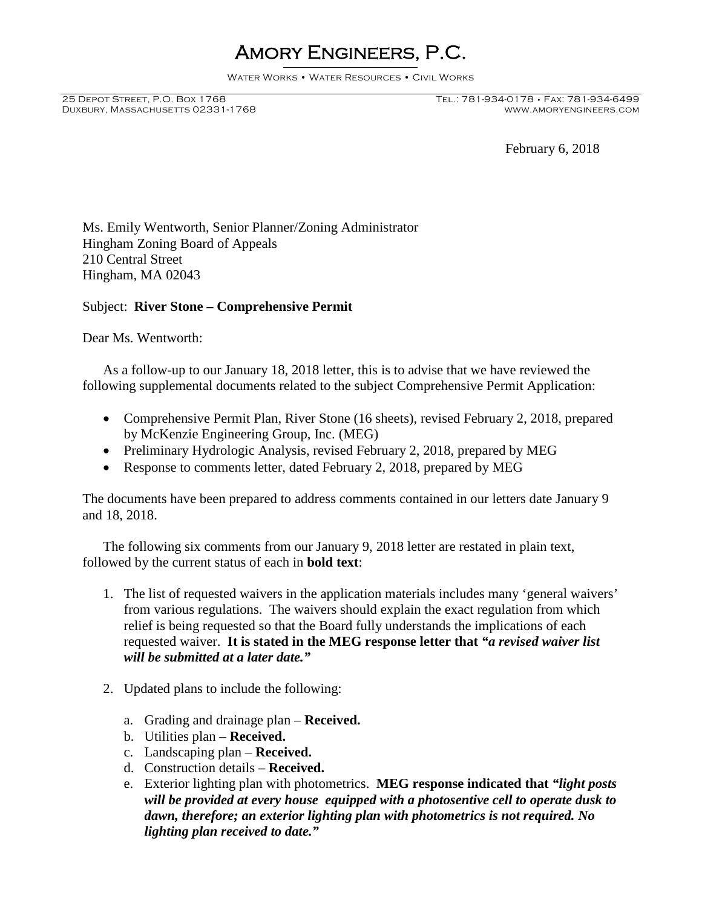# Amory Engineers, P.C.

Water Works • Water Resources • Civil Works

25 Depot Street, P.O. Box 1768
Duxbury, Massachusetts 02331-1768

Tel.: 781-934-0178 • Fax: 781-934-6499
www.amoryengineers.com

February 6, 2018

Ms. Emily Wentworth, Senior Planner/Zoning Administrator
Hingham Zoning Board of Appeals
210 Central Street
Hingham, MA 02043

Subject: **River Stone – Comprehensive Permit**

Dear Ms. Wentworth:

As a follow-up to our January 18, 2018 letter, this is to advise that we have reviewed the following supplemental documents related to the subject Comprehensive Permit Application:

- Comprehensive Permit Plan, River Stone (16 sheets), revised February 2, 2018, prepared by McKenzie Engineering Group, Inc. (MEG)
- Preliminary Hydrologic Analysis, revised February 2, 2018, prepared by MEG
- Response to comments letter, dated February 2, 2018, prepared by MEG

The documents have been prepared to address comments contained in our letters date January 9 and 18, 2018.

The following six comments from our January 9, 2018 letter are restated in plain text, followed by the current status of each in **bold text**:

1. The list of requested waivers in the application materials includes many 'general waivers' from various regulations. The waivers should explain the exact regulation from which relief is being requested so that the Board fully understands the implications of each requested waiver. **It is stated in the MEG response letter that *"a revised waiver list will be submitted at a later date."***

2. Updated plans to include the following:

   a. Grading and drainage plan – **Received.**
   b. Utilities plan – **Received.**
   c. Landscaping plan – **Received.**
   d. Construction details – **Received.**
   e. Exterior lighting plan with photometrics. **MEG response indicated that *"light posts will be provided at every house equipped with a photosentive cell to operate dusk to dawn, therefore; an exterior lighting plan with photometrics is not required. No lighting plan received to date."***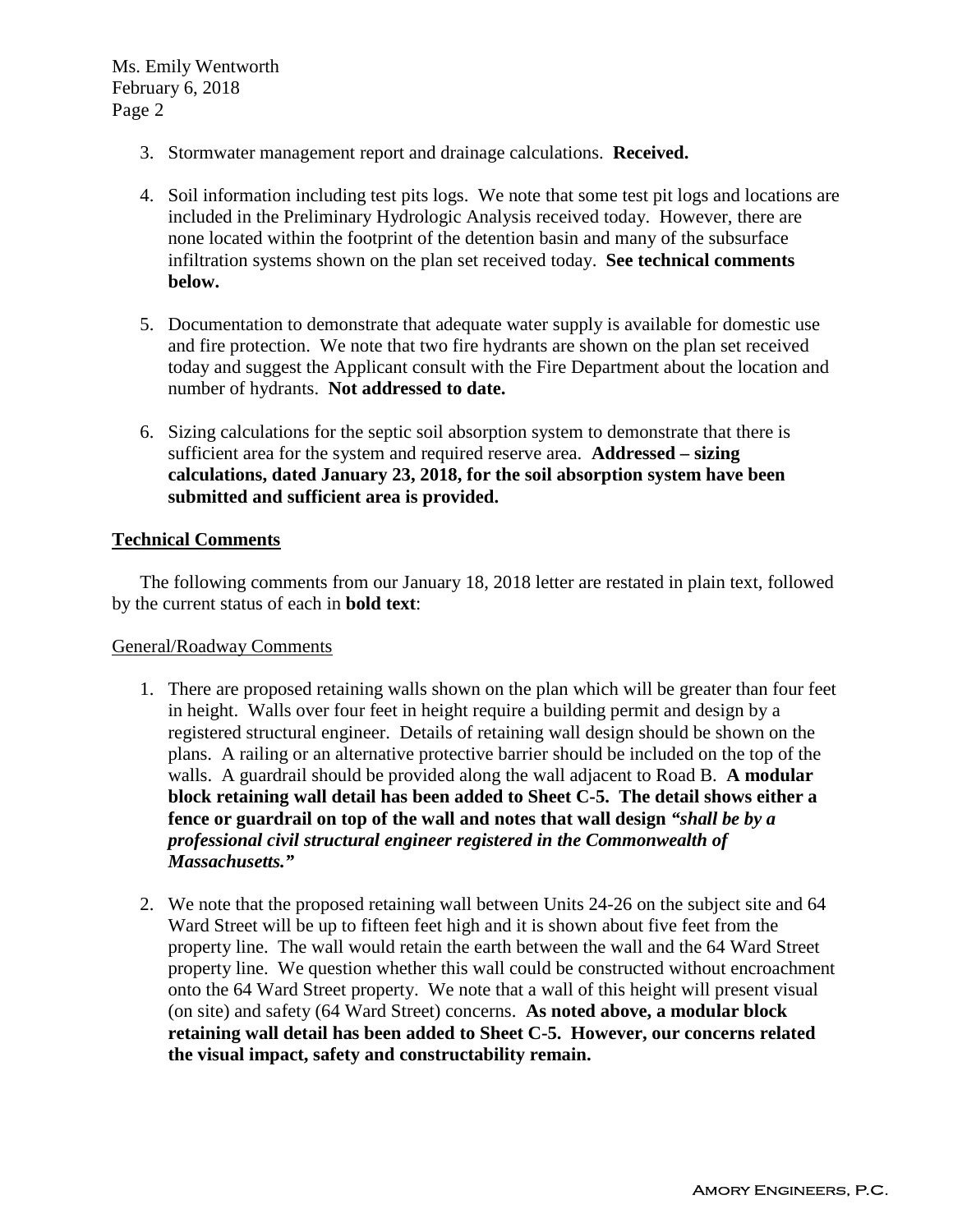3. Stormwater management report and drainage calculations. **Received.**

4. Soil information including test pits logs. We note that some test pit logs and locations are included in the Preliminary Hydrologic Analysis received today. However, there are none located within the footprint of the detention basin and many of the subsurface infiltration systems shown on the plan set received today. **See technical comments below.**

5. Documentation to demonstrate that adequate water supply is available for domestic use and fire protection. We note that two fire hydrants are shown on the plan set received today and suggest the Applicant consult with the Fire Department about the location and number of hydrants. **Not addressed to date.**

6. Sizing calculations for the septic soil absorption system to demonstrate that there is sufficient area for the system and required reserve area. **Addressed – sizing calculations, dated January 23, 2018, for the soil absorption system have been submitted and sufficient area is provided.**

## Technical Comments

The following comments from our January 18, 2018 letter are restated in plain text, followed by the current status of each in **bold text**:

### General/Roadway Comments

1. There are proposed retaining walls shown on the plan which will be greater than four feet in height. Walls over four feet in height require a building permit and design by a registered structural engineer. Details of retaining wall design should be shown on the plans. A railing or an alternative protective barrier should be included on the top of the walls. A guardrail should be provided along the wall adjacent to Road B. **A modular block retaining wall detail has been added to Sheet C-5. The detail shows either a fence or guardrail on top of the wall and notes that wall design *"shall be by a professional civil structural engineer registered in the Commonwealth of Massachusetts."***

2. We note that the proposed retaining wall between Units 24-26 on the subject site and 64 Ward Street will be up to fifteen feet high and it is shown about five feet from the property line. The wall would retain the earth between the wall and the 64 Ward Street property line. We question whether this wall could be constructed without encroachment onto the 64 Ward Street property. We note that a wall of this height will present visual (on site) and safety (64 Ward Street) concerns. **As noted above, a modular block retaining wall detail has been added to Sheet C-5. However, our concerns related the visual impact, safety and constructability remain.**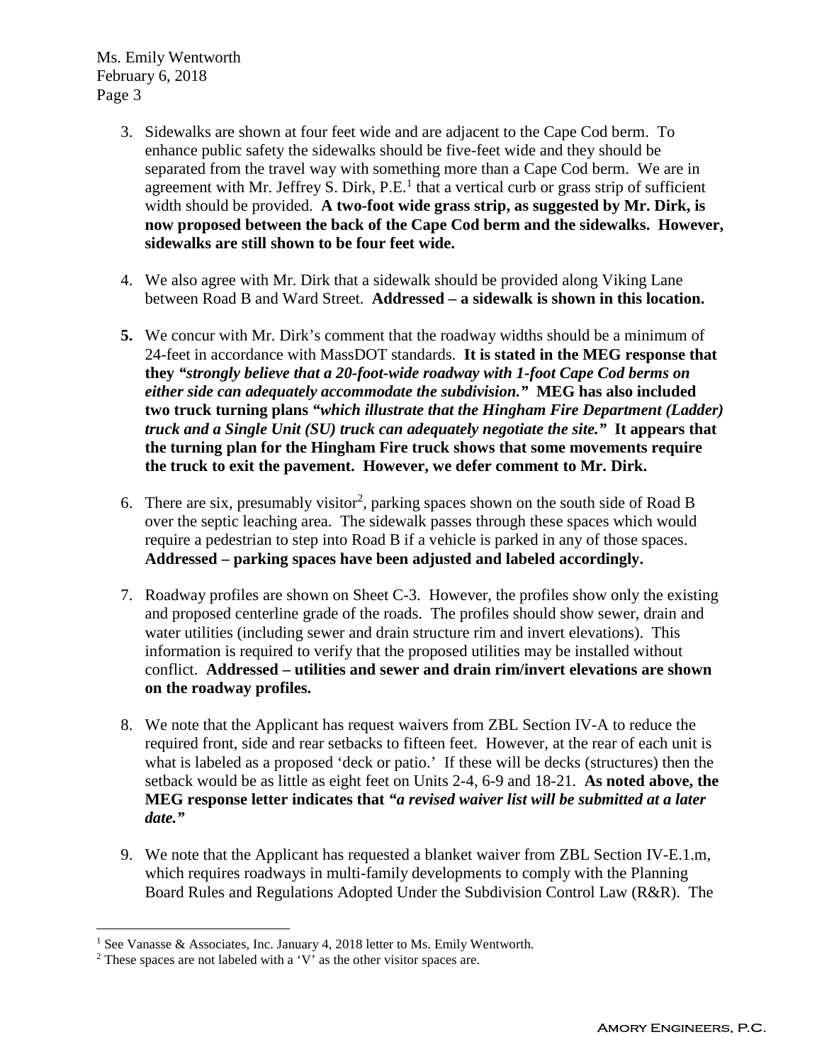3. Sidewalks are shown at four feet wide and are adjacent to the Cape Cod berm. To enhance public safety the sidewalks should be five-feet wide and they should be separated from the travel way with something more than a Cape Cod berm. We are in agreement with Mr. Jeffrey S. Dirk, P.E.[1] that a vertical curb or grass strip of sufficient width should be provided. **A two-foot wide grass strip, as suggested by Mr. Dirk, is now proposed between the back of the Cape Cod berm and the sidewalks. However, sidewalks are still shown to be four feet wide.**

4. We also agree with Mr. Dirk that a sidewalk should be provided along Viking Lane between Road B and Ward Street. **Addressed – a sidewalk is shown in this location.**

5. We concur with Mr. Dirk's comment that the roadway widths should be a minimum of 24-feet in accordance with MassDOT standards. **It is stated in the MEG response that they *"strongly believe that a 20-foot-wide roadway with 1-foot Cape Cod berms on either side can adequately accommodate the subdivision."* MEG has also included two truck turning plans *"which illustrate that the Hingham Fire Department (Ladder) truck and a Single Unit (SU) truck can adequately negotiate the site."* It appears that the turning plan for the Hingham Fire truck shows that some movements require the truck to exit the pavement. However, we defer comment to Mr. Dirk.**

6. There are six, presumably visitor[2], parking spaces shown on the south side of Road B over the septic leaching area. The sidewalk passes through these spaces which would require a pedestrian to step into Road B if a vehicle is parked in any of those spaces. **Addressed – parking spaces have been adjusted and labeled accordingly.**

7. Roadway profiles are shown on Sheet C-3. However, the profiles show only the existing and proposed centerline grade of the roads. The profiles should show sewer, drain and water utilities (including sewer and drain structure rim and invert elevations). This information is required to verify that the proposed utilities may be installed without conflict. **Addressed – utilities and sewer and drain rim/invert elevations are shown on the roadway profiles.**

8. We note that the Applicant has request waivers from ZBL Section IV-A to reduce the required front, side and rear setbacks to fifteen feet. However, at the rear of each unit is what is labeled as a proposed 'deck or patio.' If these will be decks (structures) then the setback would be as little as eight feet on Units 2-4, 6-9 and 18-21. **As noted above, the MEG response letter indicates that *"a revised waiver list will be submitted at a later date."***

9. We note that the Applicant has requested a blanket waiver from ZBL Section IV-E.1.m, which requires roadways in multi-family developments to comply with the Planning Board Rules and Regulations Adopted Under the Subdivision Control Law (R&R). The

---

[1] See Vanasse & Associates, Inc. January 4, 2018 letter to Ms. Emily Wentworth.

[2] These spaces are not labeled with a 'V' as the other visitor spaces are.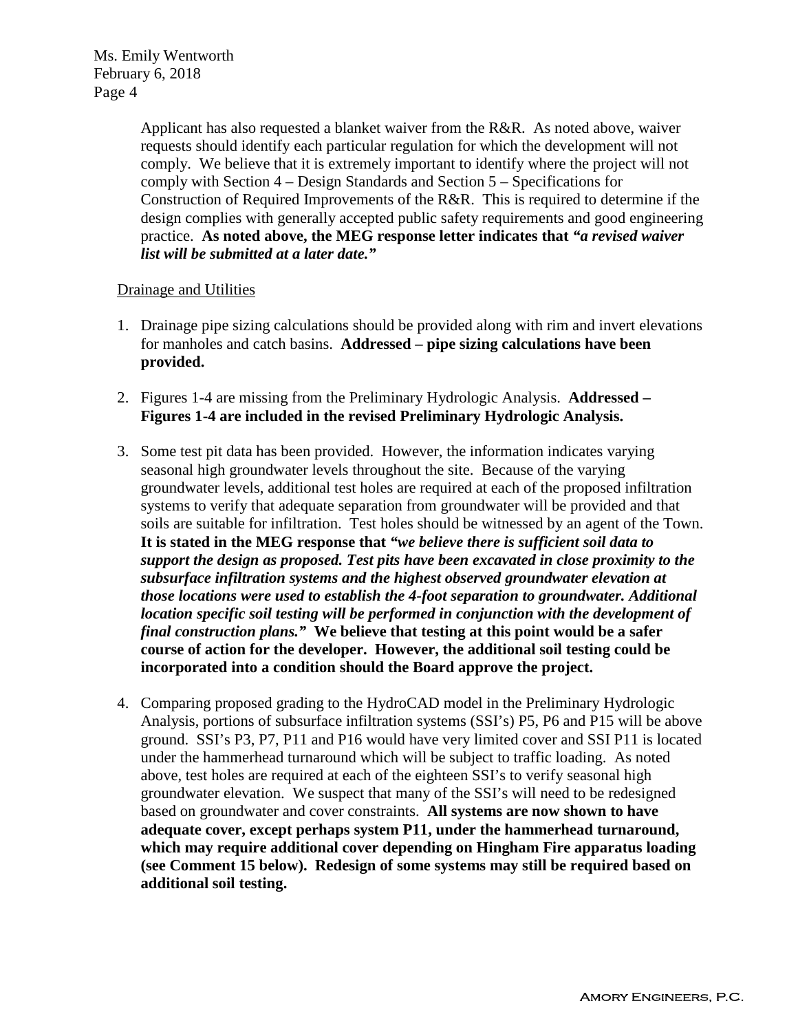Applicant has also requested a blanket waiver from the R&R. As noted above, waiver requests should identify each particular regulation for which the development will not comply. We believe that it is extremely important to identify where the project will not comply with Section 4 – Design Standards and Section 5 – Specifications for Construction of Required Improvements of the R&R. This is required to determine if the design complies with generally accepted public safety requirements and good engineering practice. **As noted above, the MEG response letter indicates that *"a revised waiver list will be submitted at a later date."***

Drainage and Utilities

1. Drainage pipe sizing calculations should be provided along with rim and invert elevations for manholes and catch basins. **Addressed – pipe sizing calculations have been provided.**

2. Figures 1-4 are missing from the Preliminary Hydrologic Analysis. **Addressed – Figures 1-4 are included in the revised Preliminary Hydrologic Analysis.**

3. Some test pit data has been provided. However, the information indicates varying seasonal high groundwater levels throughout the site. Because of the varying groundwater levels, additional test holes are required at each of the proposed infiltration systems to verify that adequate separation from groundwater will be provided and that soils are suitable for infiltration. Test holes should be witnessed by an agent of the Town. **It is stated in the MEG response that *"we believe there is sufficient soil data to support the design as proposed. Test pits have been excavated in close proximity to the subsurface infiltration systems and the highest observed groundwater elevation at those locations were used to establish the 4-foot separation to groundwater. Additional location specific soil testing will be performed in conjunction with the development of final construction plans."* We believe that testing at this point would be a safer course of action for the developer. However, the additional soil testing could be incorporated into a condition should the Board approve the project.**

4. Comparing proposed grading to the HydroCAD model in the Preliminary Hydrologic Analysis, portions of subsurface infiltration systems (SSI's) P5, P6 and P15 will be above ground. SSI's P3, P7, P11 and P16 would have very limited cover and SSI P11 is located under the hammerhead turnaround which will be subject to traffic loading. As noted above, test holes are required at each of the eighteen SSI's to verify seasonal high groundwater elevation. We suspect that many of the SSI's will need to be redesigned based on groundwater and cover constraints. **All systems are now shown to have adequate cover, except perhaps system P11, under the hammerhead turnaround, which may require additional cover depending on Hingham Fire apparatus loading (see Comment 15 below). Redesign of some systems may still be required based on additional soil testing.**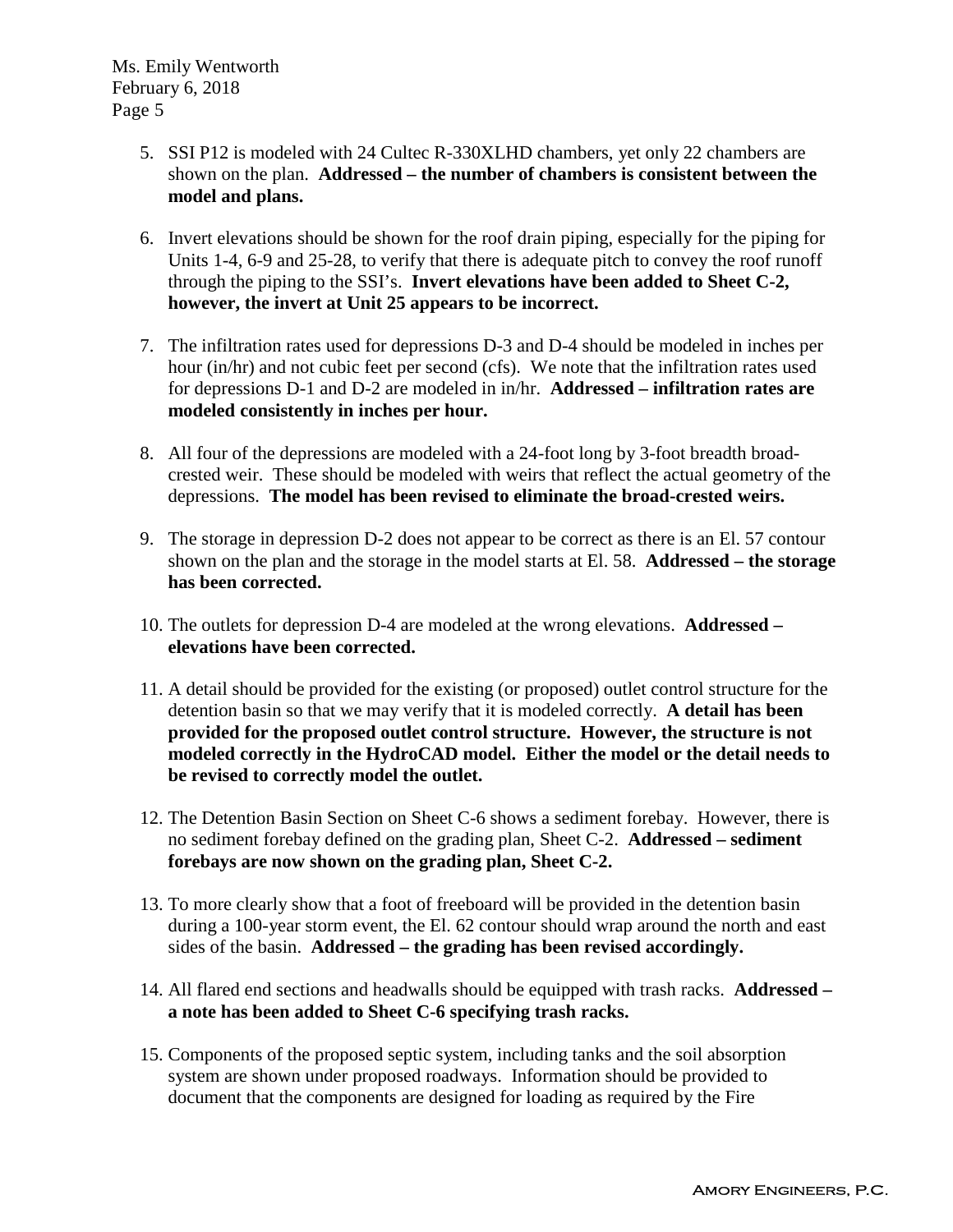5. SSI P12 is modeled with 24 Cultec R-330XLHD chambers, yet only 22 chambers are shown on the plan. **Addressed – the number of chambers is consistent between the model and plans.**

6. Invert elevations should be shown for the roof drain piping, especially for the piping for Units 1-4, 6-9 and 25-28, to verify that there is adequate pitch to convey the roof runoff through the piping to the SSI's. **Invert elevations have been added to Sheet C-2, however, the invert at Unit 25 appears to be incorrect.**

7. The infiltration rates used for depressions D-3 and D-4 should be modeled in inches per hour (in/hr) and not cubic feet per second (cfs). We note that the infiltration rates used for depressions D-1 and D-2 are modeled in in/hr. **Addressed – infiltration rates are modeled consistently in inches per hour.**

8. All four of the depressions are modeled with a 24-foot long by 3-foot breadth broad-crested weir. These should be modeled with weirs that reflect the actual geometry of the depressions. **The model has been revised to eliminate the broad-crested weirs.**

9. The storage in depression D-2 does not appear to be correct as there is an El. 57 contour shown on the plan and the storage in the model starts at El. 58. **Addressed – the storage has been corrected.**

10. The outlets for depression D-4 are modeled at the wrong elevations. **Addressed – elevations have been corrected.**

11. A detail should be provided for the existing (or proposed) outlet control structure for the detention basin so that we may verify that it is modeled correctly. **A detail has been provided for the proposed outlet control structure. However, the structure is not modeled correctly in the HydroCAD model. Either the model or the detail needs to be revised to correctly model the outlet.**

12. The Detention Basin Section on Sheet C-6 shows a sediment forebay. However, there is no sediment forebay defined on the grading plan, Sheet C-2. **Addressed – sediment forebays are now shown on the grading plan, Sheet C-2.**

13. To more clearly show that a foot of freeboard will be provided in the detention basin during a 100-year storm event, the El. 62 contour should wrap around the north and east sides of the basin. **Addressed – the grading has been revised accordingly.**

14. All flared end sections and headwalls should be equipped with trash racks. **Addressed – a note has been added to Sheet C-6 specifying trash racks.**

15. Components of the proposed septic system, including tanks and the soil absorption system are shown under proposed roadways. Information should be provided to document that the components are designed for loading as required by the Fire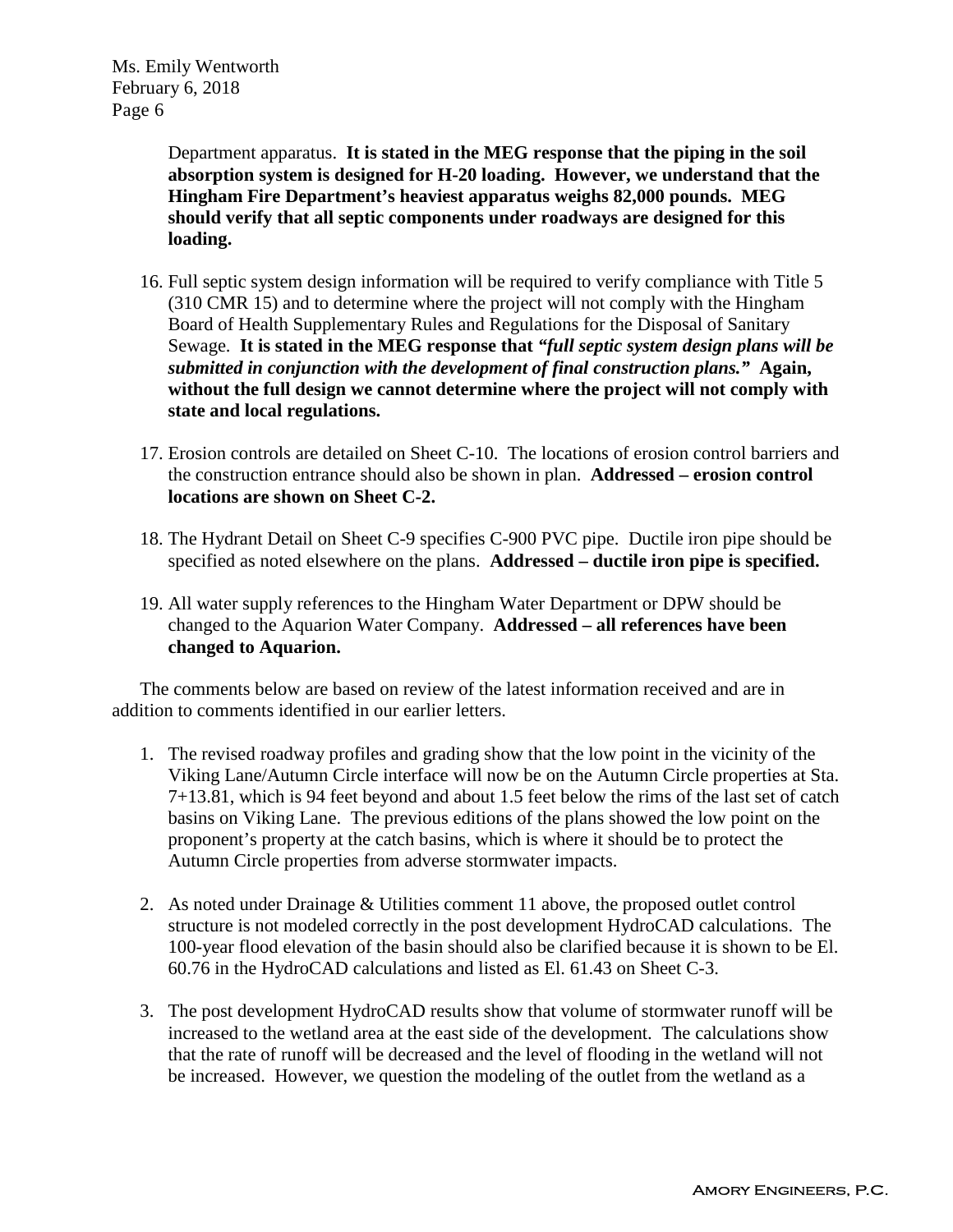Department apparatus. **It is stated in the MEG response that the piping in the soil absorption system is designed for H-20 loading. However, we understand that the Hingham Fire Department's heaviest apparatus weighs 82,000 pounds. MEG should verify that all septic components under roadways are designed for this loading.**

16. Full septic system design information will be required to verify compliance with Title 5 (310 CMR 15) and to determine where the project will not comply with the Hingham Board of Health Supplementary Rules and Regulations for the Disposal of Sanitary Sewage. **It is stated in the MEG response that *"full septic system design plans will be submitted in conjunction with the development of final construction plans."* Again, without the full design we cannot determine where the project will not comply with state and local regulations.**

17. Erosion controls are detailed on Sheet C-10. The locations of erosion control barriers and the construction entrance should also be shown in plan. **Addressed – erosion control locations are shown on Sheet C-2.**

18. The Hydrant Detail on Sheet C-9 specifies C-900 PVC pipe. Ductile iron pipe should be specified as noted elsewhere on the plans. **Addressed – ductile iron pipe is specified.**

19. All water supply references to the Hingham Water Department or DPW should be changed to the Aquarion Water Company. **Addressed – all references have been changed to Aquarion.**

The comments below are based on review of the latest information received and are in addition to comments identified in our earlier letters.

1. The revised roadway profiles and grading show that the low point in the vicinity of the Viking Lane/Autumn Circle interface will now be on the Autumn Circle properties at Sta. 7+13.81, which is 94 feet beyond and about 1.5 feet below the rims of the last set of catch basins on Viking Lane. The previous editions of the plans showed the low point on the proponent's property at the catch basins, which is where it should be to protect the Autumn Circle properties from adverse stormwater impacts.

2. As noted under Drainage & Utilities comment 11 above, the proposed outlet control structure is not modeled correctly in the post development HydroCAD calculations. The 100-year flood elevation of the basin should also be clarified because it is shown to be El. 60.76 in the HydroCAD calculations and listed as El. 61.43 on Sheet C-3.

3. The post development HydroCAD results show that volume of stormwater runoff will be increased to the wetland area at the east side of the development. The calculations show that the rate of runoff will be decreased and the level of flooding in the wetland will not be increased. However, we question the modeling of the outlet from the wetland as a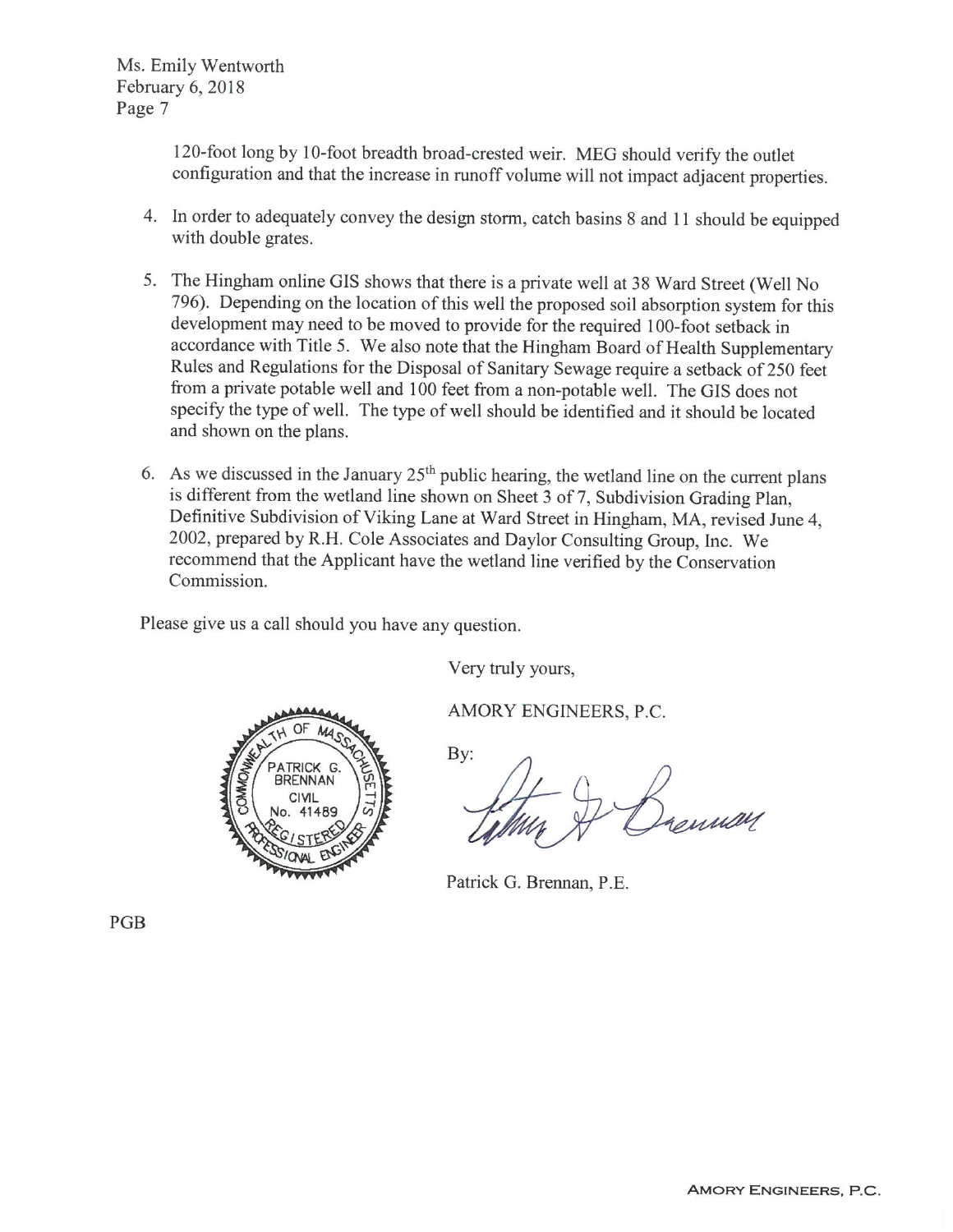Ms. Emily Wentworth
February 6, 2018
Page 7

120-foot long by 10-foot breadth broad-crested weir. MEG should verify the outlet configuration and that the increase in runoff volume will not impact adjacent properties.

4. In order to adequately convey the design storm, catch basins 8 and 11 should be equipped with double grates.

5. The Hingham online GIS shows that there is a private well at 38 Ward Street (Well No 796). Depending on the location of this well the proposed soil absorption system for this development may need to be moved to provide for the required 100-foot setback in accordance with Title 5. We also note that the Hingham Board of Health Supplementary Rules and Regulations for the Disposal of Sanitary Sewage require a setback of 250 feet from a private potable well and 100 feet from a non-potable well. The GIS does not specify the type of well. The type of well should be identified and it should be located and shown on the plans.

6. As we discussed in the January 25th public hearing, the wetland line on the current plans is different from the wetland line shown on Sheet 3 of 7, Subdivision Grading Plan, Definitive Subdivision of Viking Lane at Ward Street in Hingham, MA, revised June 4, 2002, prepared by R.H. Cole Associates and Daylor Consulting Group, Inc. We recommend that the Applicant have the wetland line verified by the Conservation Commission.

Please give us a call should you have any question.

Very truly yours,

AMORY ENGINEERS, P.C.

COMMONWEALTH OF MASSACHUSETTS
PATRICK G. BRENNAN
CIVIL
No. 41489
REGISTERED PROFESSIONAL ENGINEER

By:

Patrick G. Brennan, P.E.

PGB